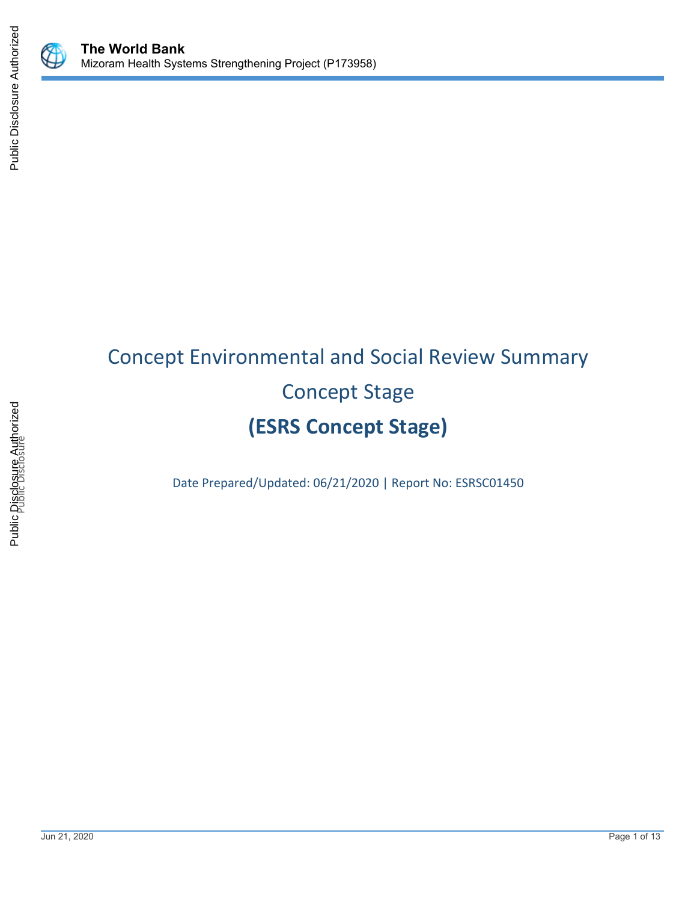# Concept Environmental and Social Review Summary

## Concept Stage

## (ESRS Concept Stage)

Date Prepared/Updated: 06/21/2020 | Report No: ESRSC01450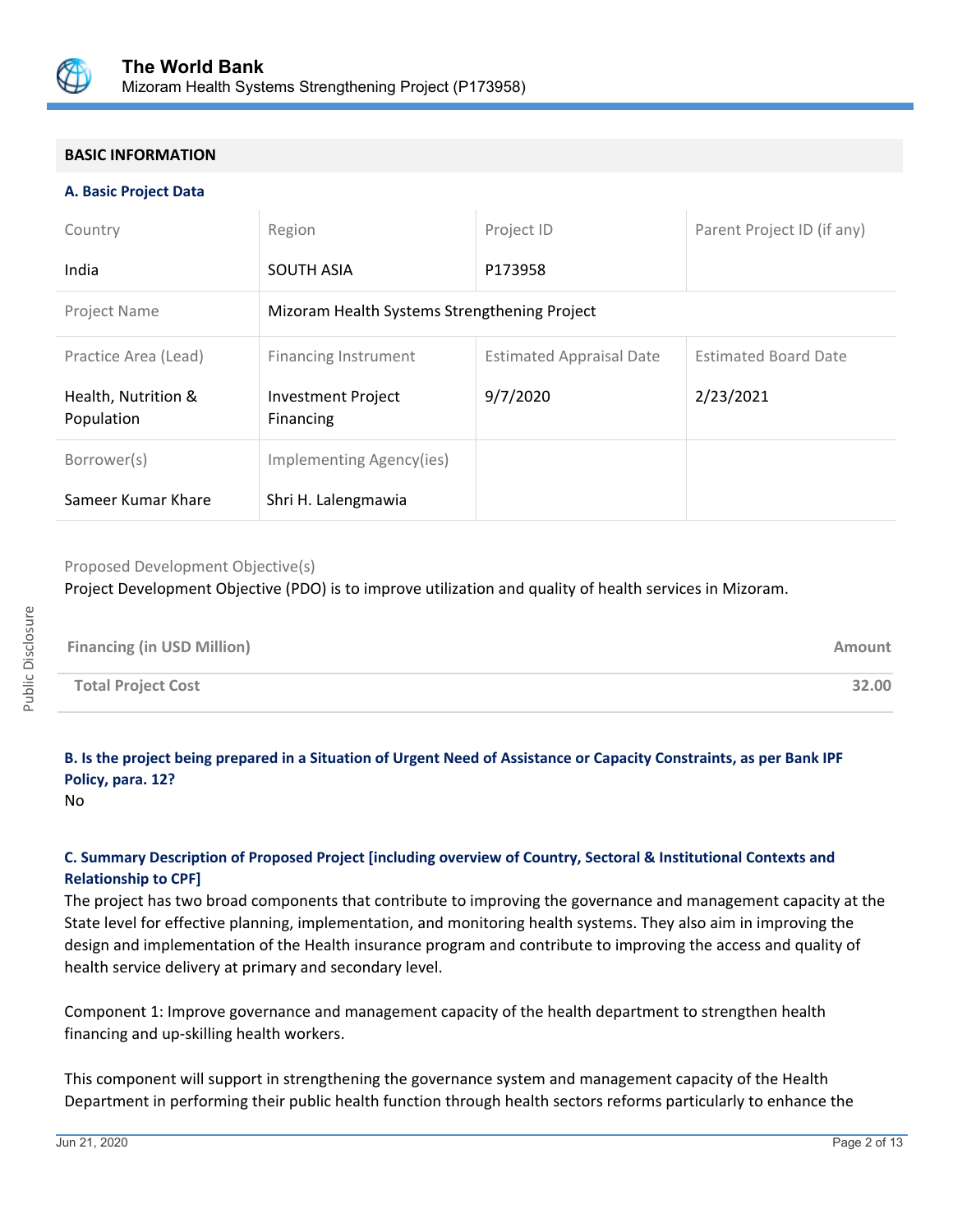## BASIC INFORMATION

### A. Basic Project Data

| Country | Region | Project ID | Parent Project ID (if any) |
|---|---|---|---|
| India | SOUTH ASIA | P173958 | |
| Project Name | Mizoram Health Systems Strengthening Project | | |
| Practice Area (Lead) | Financing Instrument | Estimated Appraisal Date | Estimated Board Date |
| Health, Nutrition & Population | Investment Project Financing | 9/7/2020 | 2/23/2021 |
| Borrower(s) | Implementing Agency(ies) | | |
| Sameer Kumar Khare | Shri H. Lalengmawia | | |

Proposed Development Objective(s)

Project Development Objective (PDO) is to improve utilization and quality of health services in Mizoram.

| Financing (in USD Million) | Amount |
|---|---|
| Total Project Cost | 32.00 |

### B. Is the project being prepared in a Situation of Urgent Need of Assistance or Capacity Constraints, as per Bank IPF Policy, para. 12?

No

### C. Summary Description of Proposed Project [including overview of Country, Sectoral & Institutional Contexts and Relationship to CPF]

The project has two broad components that contribute to improving the governance and management capacity at the State level for effective planning, implementation, and monitoring health systems. They also aim in improving the design and implementation of the Health insurance program and contribute to improving the access and quality of health service delivery at primary and secondary level.

Component 1: Improve governance and management capacity of the health department to strengthen health financing and up-skilling health workers.

This component will support in strengthening the governance system and management capacity of the Health Department in performing their public health function through health sectors reforms particularly to enhance the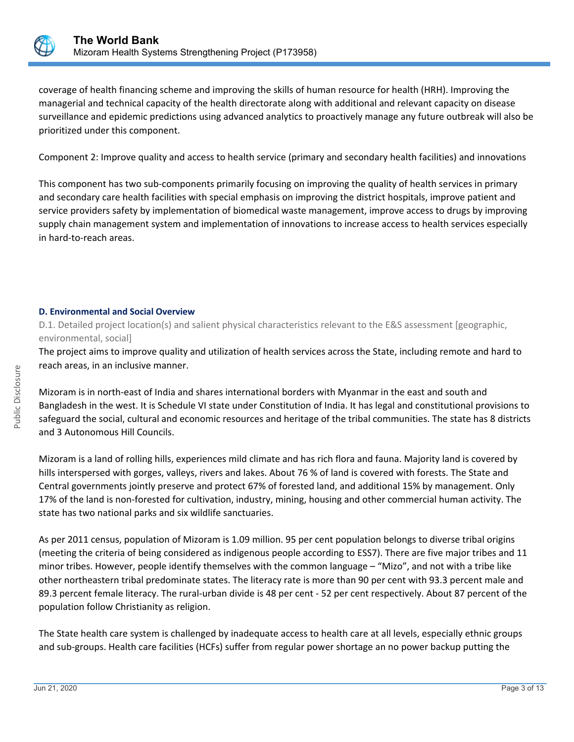coverage of health financing scheme and improving the skills of human resource for health (HRH). Improving the managerial and technical capacity of the health directorate along with additional and relevant capacity on disease surveillance and epidemic predictions using advanced analytics to proactively manage any future outbreak will also be prioritized under this component.

Component 2: Improve quality and access to health service (primary and secondary health facilities) and innovations

This component has two sub-components primarily focusing on improving the quality of health services in primary and secondary care health facilities with special emphasis on improving the district hospitals, improve patient and service providers safety by implementation of biomedical waste management, improve access to drugs by improving supply chain management system and implementation of innovations to increase access to health services especially in hard-to-reach areas.

### D. Environmental and Social Overview

D.1. Detailed project location(s) and salient physical characteristics relevant to the E&S assessment [geographic, environmental, social]

The project aims to improve quality and utilization of health services across the State, including remote and hard to reach areas, in an inclusive manner.

Mizoram is in north-east of India and shares international borders with Myanmar in the east and south and Bangladesh in the west. It is Schedule VI state under Constitution of India. It has legal and constitutional provisions to safeguard the social, cultural and economic resources and heritage of the tribal communities. The state has 8 districts and 3 Autonomous Hill Councils.

Mizoram is a land of rolling hills, experiences mild climate and has rich flora and fauna. Majority land is covered by hills interspersed with gorges, valleys, rivers and lakes. About 76 % of land is covered with forests. The State and Central governments jointly preserve and protect 67% of forested land, and additional 15% by management. Only 17% of the land is non-forested for cultivation, industry, mining, housing and other commercial human activity. The state has two national parks and six wildlife sanctuaries.

As per 2011 census, population of Mizoram is 1.09 million. 95 per cent population belongs to diverse tribal origins (meeting the criteria of being considered as indigenous people according to ESS7). There are five major tribes and 11 minor tribes. However, people identify themselves with the common language – "Mizo", and not with a tribe like other northeastern tribal predominate states. The literacy rate is more than 90 per cent with 93.3 percent male and 89.3 percent female literacy. The rural-urban divide is 48 per cent - 52 per cent respectively. About 87 percent of the population follow Christianity as religion.

The State health care system is challenged by inadequate access to health care at all levels, especially ethnic groups and sub-groups. Health care facilities (HCFs) suffer from regular power shortage an no power backup putting the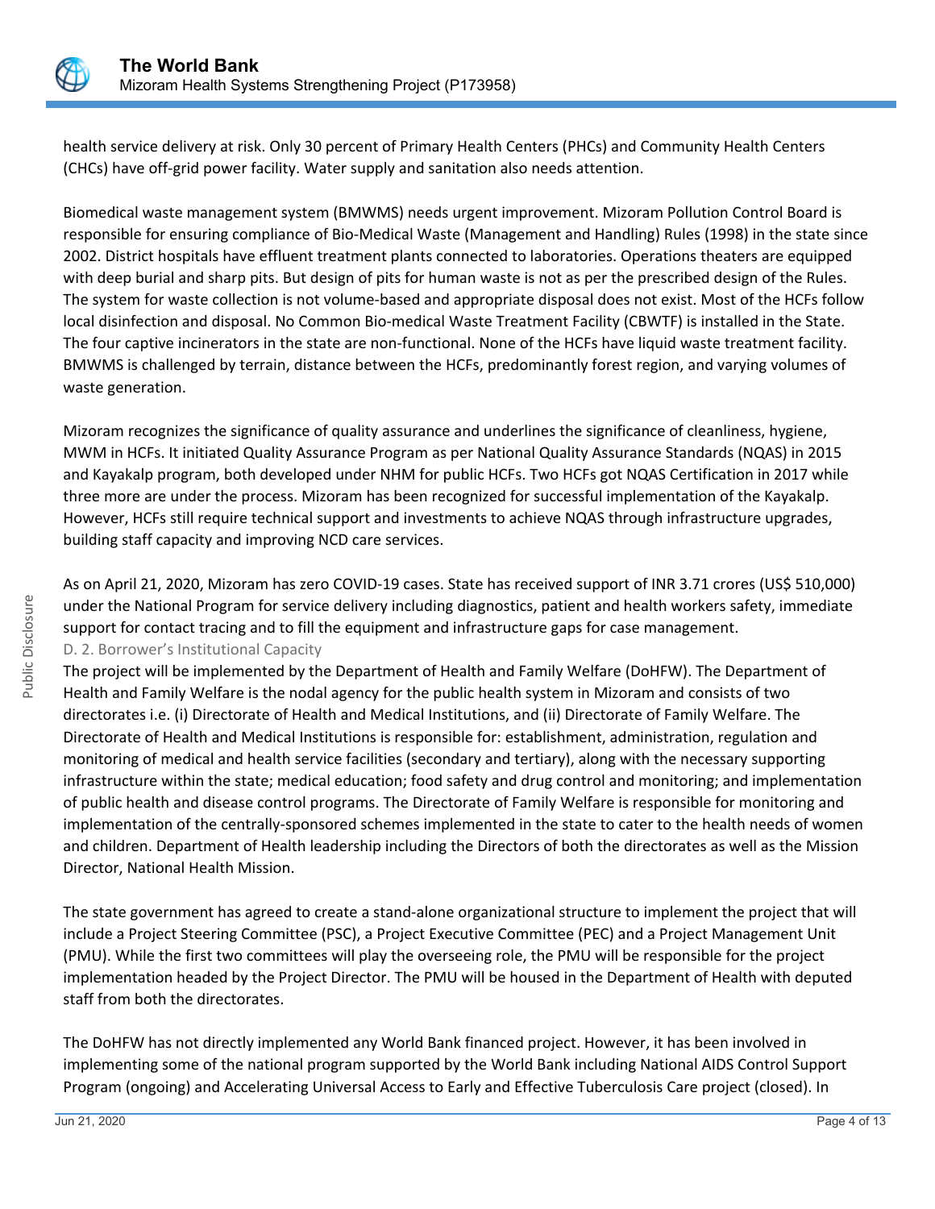health service delivery at risk. Only 30 percent of Primary Health Centers (PHCs) and Community Health Centers (CHCs) have off-grid power facility. Water supply and sanitation also needs attention.

Biomedical waste management system (BMWMS) needs urgent improvement. Mizoram Pollution Control Board is responsible for ensuring compliance of Bio-Medical Waste (Management and Handling) Rules (1998) in the state since 2002. District hospitals have effluent treatment plants connected to laboratories. Operations theaters are equipped with deep burial and sharp pits. But design of pits for human waste is not as per the prescribed design of the Rules. The system for waste collection is not volume-based and appropriate disposal does not exist. Most of the HCFs follow local disinfection and disposal. No Common Bio-medical Waste Treatment Facility (CBWTF) is installed in the State. The four captive incinerators in the state are non-functional. None of the HCFs have liquid waste treatment facility. BMWMS is challenged by terrain, distance between the HCFs, predominantly forest region, and varying volumes of waste generation.

Mizoram recognizes the significance of quality assurance and underlines the significance of cleanliness, hygiene, MWM in HCFs. It initiated Quality Assurance Program as per National Quality Assurance Standards (NQAS) in 2015 and Kayakalp program, both developed under NHM for public HCFs. Two HCFs got NQAS Certification in 2017 while three more are under the process. Mizoram has been recognized for successful implementation of the Kayakalp. However, HCFs still require technical support and investments to achieve NQAS through infrastructure upgrades, building staff capacity and improving NCD care services.

As on April 21, 2020, Mizoram has zero COVID-19 cases. State has received support of INR 3.71 crores (US$ 510,000) under the National Program for service delivery including diagnostics, patient and health workers safety, immediate support for contact tracing and to fill the equipment and infrastructure gaps for case management.

### D. 2. Borrower's Institutional Capacity

The project will be implemented by the Department of Health and Family Welfare (DoHFW). The Department of Health and Family Welfare is the nodal agency for the public health system in Mizoram and consists of two directorates i.e. (i) Directorate of Health and Medical Institutions, and (ii) Directorate of Family Welfare. The Directorate of Health and Medical Institutions is responsible for: establishment, administration, regulation and monitoring of medical and health service facilities (secondary and tertiary), along with the necessary supporting infrastructure within the state; medical education; food safety and drug control and monitoring; and implementation of public health and disease control programs. The Directorate of Family Welfare is responsible for monitoring and implementation of the centrally-sponsored schemes implemented in the state to cater to the health needs of women and children. Department of Health leadership including the Directors of both the directorates as well as the Mission Director, National Health Mission.

The state government has agreed to create a stand-alone organizational structure to implement the project that will include a Project Steering Committee (PSC), a Project Executive Committee (PEC) and a Project Management Unit (PMU). While the first two committees will play the overseeing role, the PMU will be responsible for the project implementation headed by the Project Director. The PMU will be housed in the Department of Health with deputed staff from both the directorates.

The DoHFW has not directly implemented any World Bank financed project. However, it has been involved in implementing some of the national program supported by the World Bank including National AIDS Control Support Program (ongoing) and Accelerating Universal Access to Early and Effective Tuberculosis Care project (closed). In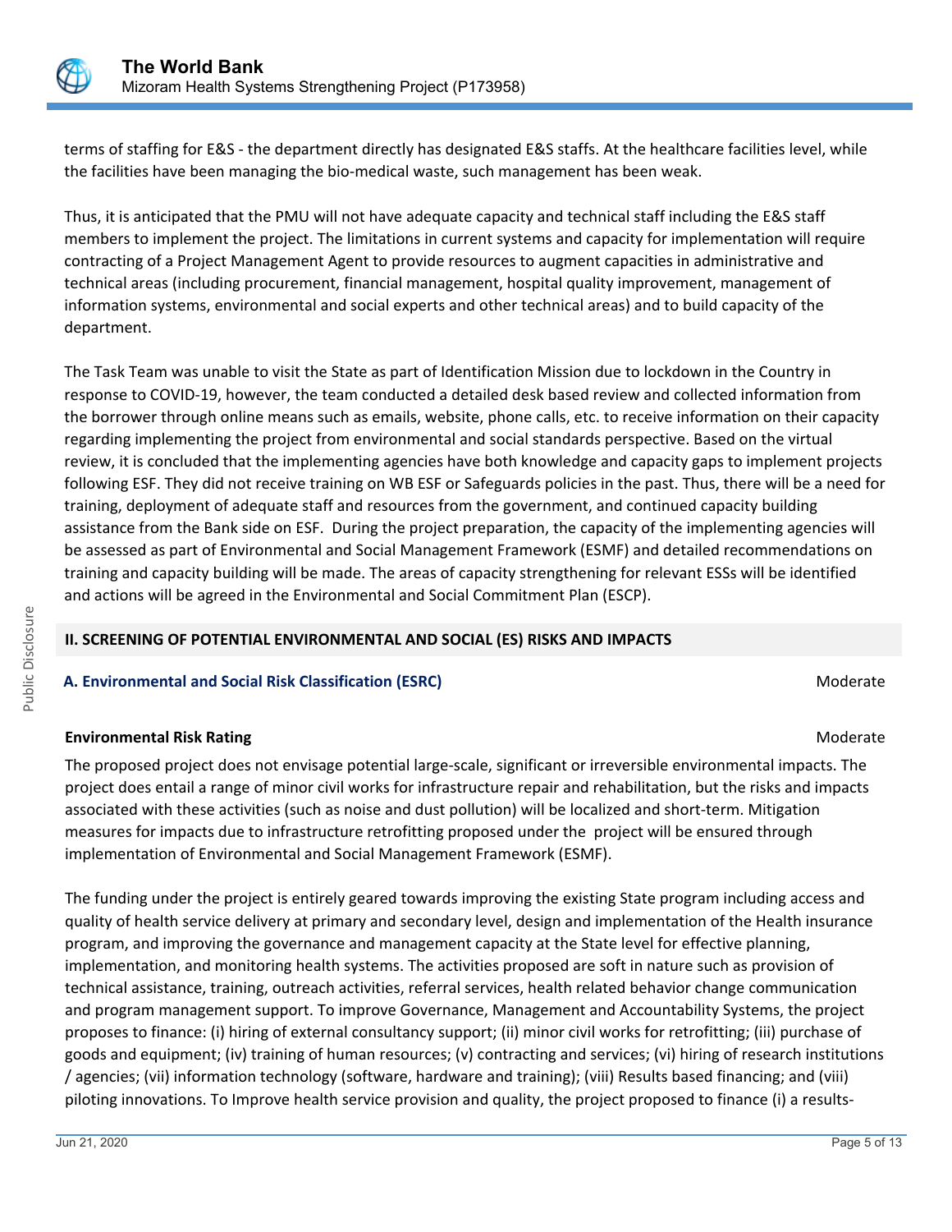terms of staffing for E&S - the department directly has designated E&S staffs. At the healthcare facilities level, while the facilities have been managing the bio-medical waste, such management has been weak.

Thus, it is anticipated that the PMU will not have adequate capacity and technical staff including the E&S staff members to implement the project. The limitations in current systems and capacity for implementation will require contracting of a Project Management Agent to provide resources to augment capacities in administrative and technical areas (including procurement, financial management, hospital quality improvement, management of information systems, environmental and social experts and other technical areas) and to build capacity of the department.

The Task Team was unable to visit the State as part of Identification Mission due to lockdown in the Country in response to COVID-19, however, the team conducted a detailed desk based review and collected information from the borrower through online means such as emails, website, phone calls, etc. to receive information on their capacity regarding implementing the project from environmental and social standards perspective. Based on the virtual review, it is concluded that the implementing agencies have both knowledge and capacity gaps to implement projects following ESF. They did not receive training on WB ESF or Safeguards policies in the past. Thus, there will be a need for training, deployment of adequate staff and resources from the government, and continued capacity building assistance from the Bank side on ESF. During the project preparation, the capacity of the implementing agencies will be assessed as part of Environmental and Social Management Framework (ESMF) and detailed recommendations on training and capacity building will be made. The areas of capacity strengthening for relevant ESSs will be identified and actions will be agreed in the Environmental and Social Commitment Plan (ESCP).

## II. SCREENING OF POTENTIAL ENVIRONMENTAL AND SOCIAL (ES) RISKS AND IMPACTS

### A. Environmental and Social Risk Classification (ESRC) — Moderate

**Environmental Risk Rating** — Moderate

The proposed project does not envisage potential large-scale, significant or irreversible environmental impacts. The project does entail a range of minor civil works for infrastructure repair and rehabilitation, but the risks and impacts associated with these activities (such as noise and dust pollution) will be localized and short-term. Mitigation measures for impacts due to infrastructure retrofitting proposed under the project will be ensured through implementation of Environmental and Social Management Framework (ESMF).

The funding under the project is entirely geared towards improving the existing State program including access and quality of health service delivery at primary and secondary level, design and implementation of the Health insurance program, and improving the governance and management capacity at the State level for effective planning, implementation, and monitoring health systems. The activities proposed are soft in nature such as provision of technical assistance, training, outreach activities, referral services, health related behavior change communication and program management support. To improve Governance, Management and Accountability Systems, the project proposes to finance: (i) hiring of external consultancy support; (ii) minor civil works for retrofitting; (iii) purchase of goods and equipment; (iv) training of human resources; (v) contracting and services; (vi) hiring of research institutions / agencies; (vii) information technology (software, hardware and training); (viii) Results based financing; and (viii) piloting innovations. To Improve health service provision and quality, the project proposed to finance (i) a results-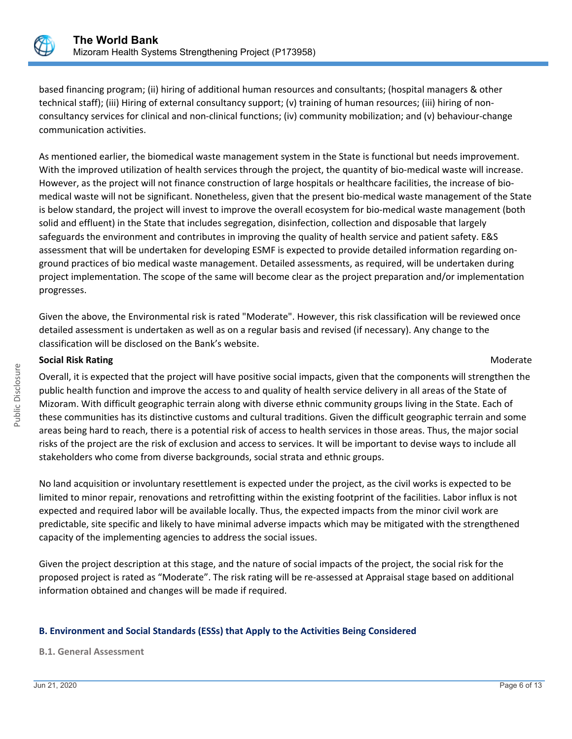based financing program; (ii) hiring of additional human resources and consultants; (hospital managers & other technical staff); (iii) Hiring of external consultancy support; (v) training of human resources; (iii) hiring of non-consultancy services for clinical and non-clinical functions; (iv) community mobilization; and (v) behaviour-change communication activities.

As mentioned earlier, the biomedical waste management system in the State is functional but needs improvement. With the improved utilization of health services through the project, the quantity of bio-medical waste will increase. However, as the project will not finance construction of large hospitals or healthcare facilities, the increase of bio-medical waste will not be significant. Nonetheless, given that the present bio-medical waste management of the State is below standard, the project will invest to improve the overall ecosystem for bio-medical waste management (both solid and effluent) in the State that includes segregation, disinfection, collection and disposable that largely safeguards the environment and contributes in improving the quality of health service and patient safety. E&S assessment that will be undertaken for developing ESMF is expected to provide detailed information regarding on-ground practices of bio medical waste management. Detailed assessments, as required, will be undertaken during project implementation. The scope of the same will become clear as the project preparation and/or implementation progresses.

Given the above, the Environmental risk is rated "Moderate". However, this risk classification will be reviewed once detailed assessment is undertaken as well as on a regular basis and revised (if necessary). Any change to the classification will be disclosed on the Bank's website.

**Social Risk Rating** Moderate

Overall, it is expected that the project will have positive social impacts, given that the components will strengthen the public health function and improve the access to and quality of health service delivery in all areas of the State of Mizoram. With difficult geographic terrain along with diverse ethnic community groups living in the State. Each of these communities has its distinctive customs and cultural traditions. Given the difficult geographic terrain and some areas being hard to reach, there is a potential risk of access to health services in those areas. Thus, the major social risks of the project are the risk of exclusion and access to services. It will be important to devise ways to include all stakeholders who come from diverse backgrounds, social strata and ethnic groups.

No land acquisition or involuntary resettlement is expected under the project, as the civil works is expected to be limited to minor repair, renovations and retrofitting within the existing footprint of the facilities. Labor influx is not expected and required labor will be available locally. Thus, the expected impacts from the minor civil work are predictable, site specific and likely to have minimal adverse impacts which may be mitigated with the strengthened capacity of the implementing agencies to address the social issues.

Given the project description at this stage, and the nature of social impacts of the project, the social risk for the proposed project is rated as "Moderate". The risk rating will be re-assessed at Appraisal stage based on additional information obtained and changes will be made if required.

## B. Environment and Social Standards (ESSs) that Apply to the Activities Being Considered

### B.1. General Assessment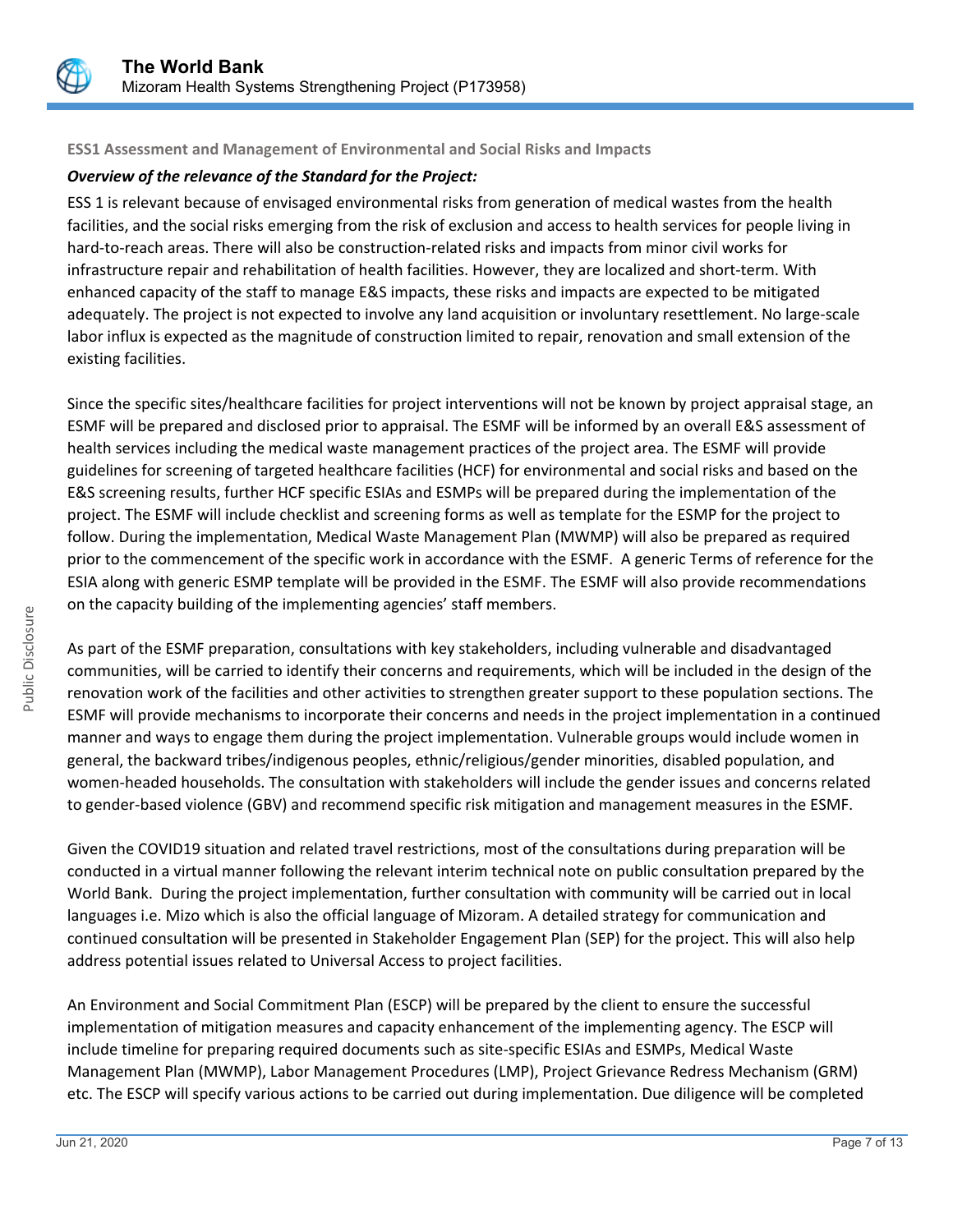**ESS1 Assessment and Management of Environmental and Social Risks and Impacts**

***Overview of the relevance of the Standard for the Project:***

ESS 1 is relevant because of envisaged environmental risks from generation of medical wastes from the health facilities, and the social risks emerging from the risk of exclusion and access to health services for people living in hard-to-reach areas. There will also be construction-related risks and impacts from minor civil works for infrastructure repair and rehabilitation of health facilities. However, they are localized and short-term. With enhanced capacity of the staff to manage E&S impacts, these risks and impacts are expected to be mitigated adequately. The project is not expected to involve any land acquisition or involuntary resettlement. No large-scale labor influx is expected as the magnitude of construction limited to repair, renovation and small extension of the existing facilities.

Since the specific sites/healthcare facilities for project interventions will not be known by project appraisal stage, an ESMF will be prepared and disclosed prior to appraisal. The ESMF will be informed by an overall E&S assessment of health services including the medical waste management practices of the project area. The ESMF will provide guidelines for screening of targeted healthcare facilities (HCF) for environmental and social risks and based on the E&S screening results, further HCF specific ESIAs and ESMPs will be prepared during the implementation of the project. The ESMF will include checklist and screening forms as well as template for the ESMP for the project to follow. During the implementation, Medical Waste Management Plan (MWMP) will also be prepared as required prior to the commencement of the specific work in accordance with the ESMF. A generic Terms of reference for the ESIA along with generic ESMP template will be provided in the ESMF. The ESMF will also provide recommendations on the capacity building of the implementing agencies' staff members.

As part of the ESMF preparation, consultations with key stakeholders, including vulnerable and disadvantaged communities, will be carried to identify their concerns and requirements, which will be included in the design of the renovation work of the facilities and other activities to strengthen greater support to these population sections. The ESMF will provide mechanisms to incorporate their concerns and needs in the project implementation in a continued manner and ways to engage them during the project implementation. Vulnerable groups would include women in general, the backward tribes/indigenous peoples, ethnic/religious/gender minorities, disabled population, and women-headed households. The consultation with stakeholders will include the gender issues and concerns related to gender-based violence (GBV) and recommend specific risk mitigation and management measures in the ESMF.

Given the COVID19 situation and related travel restrictions, most of the consultations during preparation will be conducted in a virtual manner following the relevant interim technical note on public consultation prepared by the World Bank. During the project implementation, further consultation with community will be carried out in local languages i.e. Mizo which is also the official language of Mizoram. A detailed strategy for communication and continued consultation will be presented in Stakeholder Engagement Plan (SEP) for the project. This will also help address potential issues related to Universal Access to project facilities.

An Environment and Social Commitment Plan (ESCP) will be prepared by the client to ensure the successful implementation of mitigation measures and capacity enhancement of the implementing agency. The ESCP will include timeline for preparing required documents such as site-specific ESIAs and ESMPs, Medical Waste Management Plan (MWMP), Labor Management Procedures (LMP), Project Grievance Redress Mechanism (GRM) etc. The ESCP will specify various actions to be carried out during implementation. Due diligence will be completed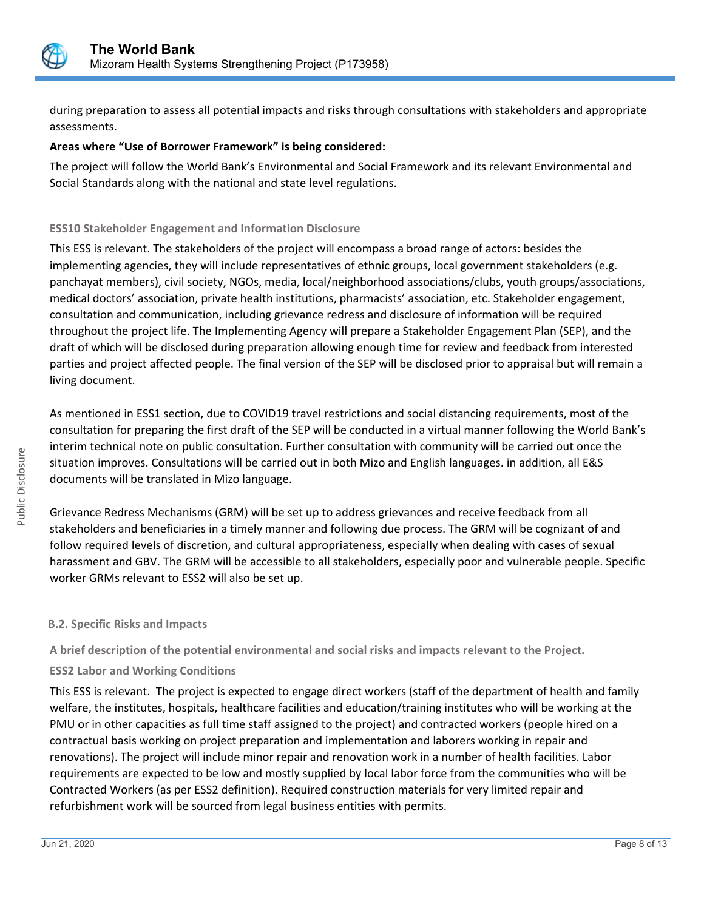during preparation to assess all potential impacts and risks through consultations with stakeholders and appropriate assessments.

**Areas where "Use of Borrower Framework" is being considered:**

The project will follow the World Bank's Environmental and Social Framework and its relevant Environmental and Social Standards along with the national and state level regulations.

### ESS10 Stakeholder Engagement and Information Disclosure

This ESS is relevant. The stakeholders of the project will encompass a broad range of actors: besides the implementing agencies, they will include representatives of ethnic groups, local government stakeholders (e.g. panchayat members), civil society, NGOs, media, local/neighborhood associations/clubs, youth groups/associations, medical doctors' association, private health institutions, pharmacists' association, etc. Stakeholder engagement, consultation and communication, including grievance redress and disclosure of information will be required throughout the project life. The Implementing Agency will prepare a Stakeholder Engagement Plan (SEP), and the draft of which will be disclosed during preparation allowing enough time for review and feedback from interested parties and project affected people. The final version of the SEP will be disclosed prior to appraisal but will remain a living document.

As mentioned in ESS1 section, due to COVID19 travel restrictions and social distancing requirements, most of the consultation for preparing the first draft of the SEP will be conducted in a virtual manner following the World Bank's interim technical note on public consultation. Further consultation with community will be carried out once the situation improves. Consultations will be carried out in both Mizo and English languages. in addition, all E&S documents will be translated in Mizo language.

Grievance Redress Mechanisms (GRM) will be set up to address grievances and receive feedback from all stakeholders and beneficiaries in a timely manner and following due process. The GRM will be cognizant of and follow required levels of discretion, and cultural appropriateness, especially when dealing with cases of sexual harassment and GBV. The GRM will be accessible to all stakeholders, especially poor and vulnerable people. Specific worker GRMs relevant to ESS2 will also be set up.

## B.2. Specific Risks and Impacts

### A brief description of the potential environmental and social risks and impacts relevant to the Project.

### ESS2 Labor and Working Conditions

This ESS is relevant. The project is expected to engage direct workers (staff of the department of health and family welfare, the institutes, hospitals, healthcare facilities and education/training institutes who will be working at the PMU or in other capacities as full time staff assigned to the project) and contracted workers (people hired on a contractual basis working on project preparation and implementation and laborers working in repair and renovations). The project will include minor repair and renovation work in a number of health facilities. Labor requirements are expected to be low and mostly supplied by local labor force from the communities who will be Contracted Workers (as per ESS2 definition). Required construction materials for very limited repair and refurbishment work will be sourced from legal business entities with permits.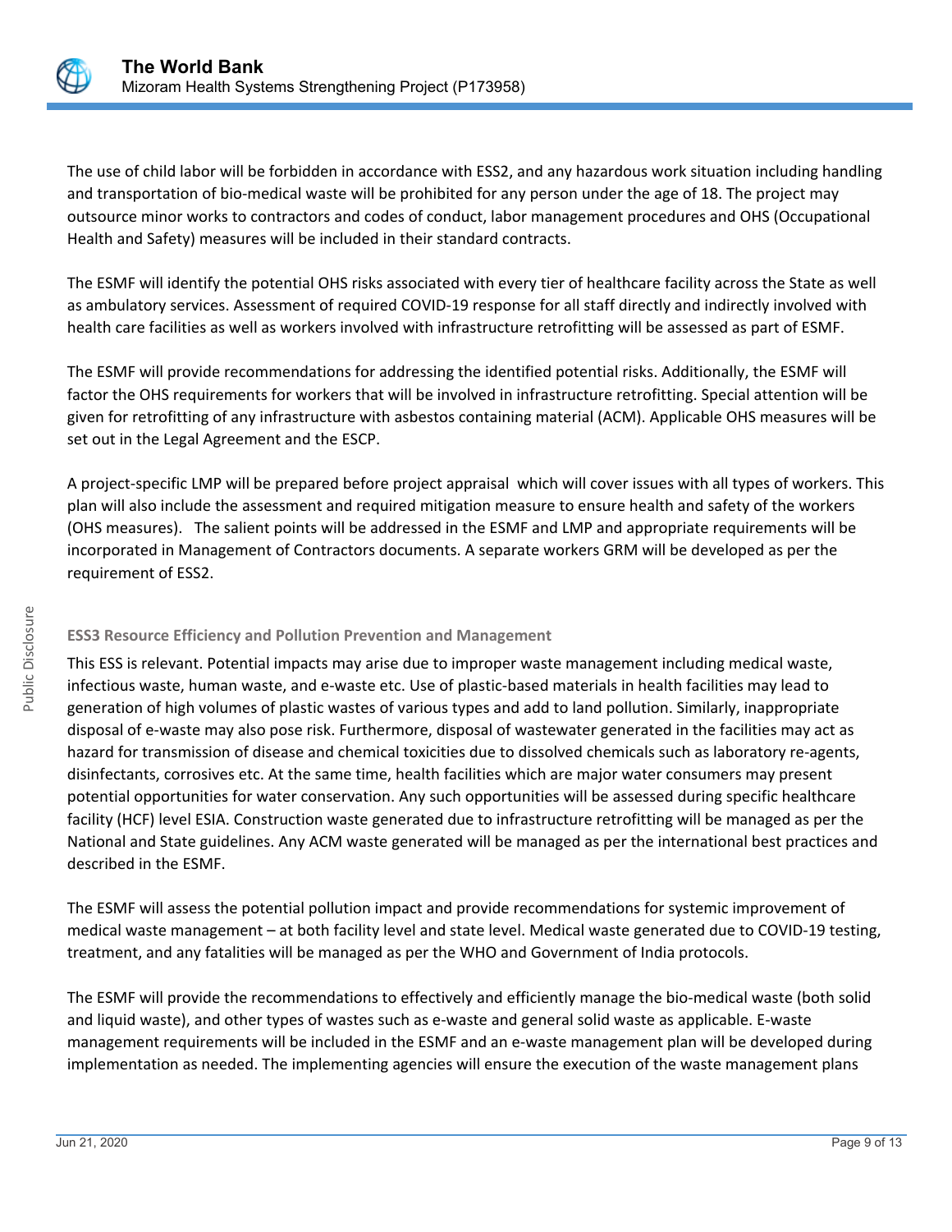The use of child labor will be forbidden in accordance with ESS2, and any hazardous work situation including handling and transportation of bio-medical waste will be prohibited for any person under the age of 18. The project may outsource minor works to contractors and codes of conduct, labor management procedures and OHS (Occupational Health and Safety) measures will be included in their standard contracts.

The ESMF will identify the potential OHS risks associated with every tier of healthcare facility across the State as well as ambulatory services. Assessment of required COVID-19 response for all staff directly and indirectly involved with health care facilities as well as workers involved with infrastructure retrofitting will be assessed as part of ESMF.

The ESMF will provide recommendations for addressing the identified potential risks. Additionally, the ESMF will factor the OHS requirements for workers that will be involved in infrastructure retrofitting. Special attention will be given for retrofitting of any infrastructure with asbestos containing material (ACM). Applicable OHS measures will be set out in the Legal Agreement and the ESCP.

A project-specific LMP will be prepared before project appraisal which will cover issues with all types of workers. This plan will also include the assessment and required mitigation measure to ensure health and safety of the workers (OHS measures). The salient points will be addressed in the ESMF and LMP and appropriate requirements will be incorporated in Management of Contractors documents. A separate workers GRM will be developed as per the requirement of ESS2.

**ESS3 Resource Efficiency and Pollution Prevention and Management**

This ESS is relevant. Potential impacts may arise due to improper waste management including medical waste, infectious waste, human waste, and e-waste etc. Use of plastic-based materials in health facilities may lead to generation of high volumes of plastic wastes of various types and add to land pollution. Similarly, inappropriate disposal of e-waste may also pose risk. Furthermore, disposal of wastewater generated in the facilities may act as hazard for transmission of disease and chemical toxicities due to dissolved chemicals such as laboratory re-agents, disinfectants, corrosives etc. At the same time, health facilities which are major water consumers may present potential opportunities for water conservation. Any such opportunities will be assessed during specific healthcare facility (HCF) level ESIA. Construction waste generated due to infrastructure retrofitting will be managed as per the National and State guidelines. Any ACM waste generated will be managed as per the international best practices and described in the ESMF.

The ESMF will assess the potential pollution impact and provide recommendations for systemic improvement of medical waste management – at both facility level and state level. Medical waste generated due to COVID-19 testing, treatment, and any fatalities will be managed as per the WHO and Government of India protocols.

The ESMF will provide the recommendations to effectively and efficiently manage the bio-medical waste (both solid and liquid waste), and other types of wastes such as e-waste and general solid waste as applicable. E-waste management requirements will be included in the ESMF and an e-waste management plan will be developed during implementation as needed. The implementing agencies will ensure the execution of the waste management plans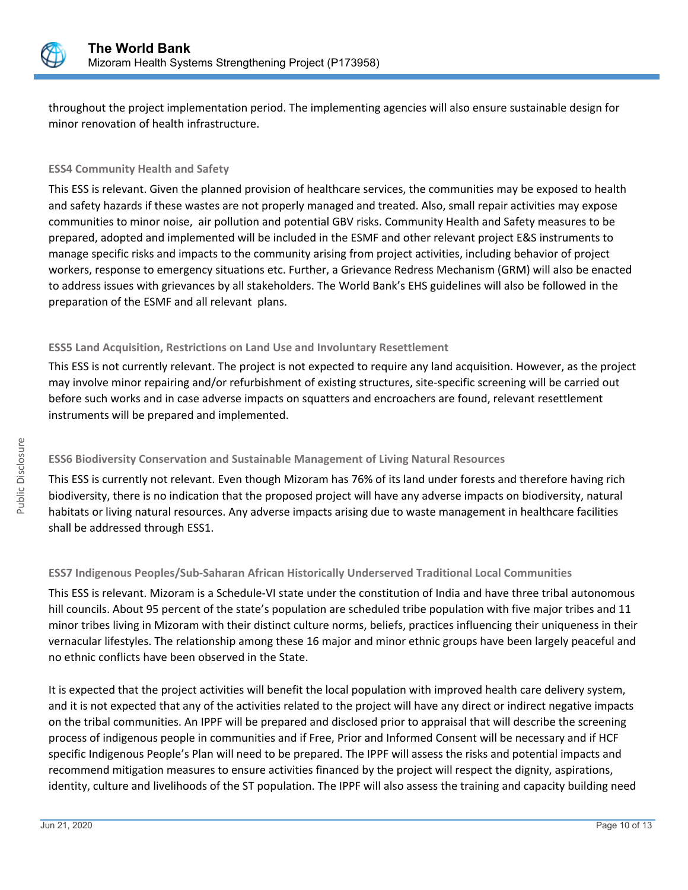throughout the project implementation period. The implementing agencies will also ensure sustainable design for minor renovation of health infrastructure.

### ESS4 Community Health and Safety

This ESS is relevant. Given the planned provision of healthcare services, the communities may be exposed to health and safety hazards if these wastes are not properly managed and treated. Also, small repair activities may expose communities to minor noise, air pollution and potential GBV risks. Community Health and Safety measures to be prepared, adopted and implemented will be included in the ESMF and other relevant project E&S instruments to manage specific risks and impacts to the community arising from project activities, including behavior of project workers, response to emergency situations etc. Further, a Grievance Redress Mechanism (GRM) will also be enacted to address issues with grievances by all stakeholders. The World Bank's EHS guidelines will also be followed in the preparation of the ESMF and all relevant plans.

### ESS5 Land Acquisition, Restrictions on Land Use and Involuntary Resettlement

This ESS is not currently relevant. The project is not expected to require any land acquisition. However, as the project may involve minor repairing and/or refurbishment of existing structures, site-specific screening will be carried out before such works and in case adverse impacts on squatters and encroachers are found, relevant resettlement instruments will be prepared and implemented.

### ESS6 Biodiversity Conservation and Sustainable Management of Living Natural Resources

This ESS is currently not relevant. Even though Mizoram has 76% of its land under forests and therefore having rich biodiversity, there is no indication that the proposed project will have any adverse impacts on biodiversity, natural habitats or living natural resources. Any adverse impacts arising due to waste management in healthcare facilities shall be addressed through ESS1.

### ESS7 Indigenous Peoples/Sub-Saharan African Historically Underserved Traditional Local Communities

This ESS is relevant. Mizoram is a Schedule-VI state under the constitution of India and have three tribal autonomous hill councils. About 95 percent of the state's population are scheduled tribe population with five major tribes and 11 minor tribes living in Mizoram with their distinct culture norms, beliefs, practices influencing their uniqueness in their vernacular lifestyles. The relationship among these 16 major and minor ethnic groups have been largely peaceful and no ethnic conflicts have been observed in the State.

It is expected that the project activities will benefit the local population with improved health care delivery system, and it is not expected that any of the activities related to the project will have any direct or indirect negative impacts on the tribal communities. An IPPF will be prepared and disclosed prior to appraisal that will describe the screening process of indigenous people in communities and if Free, Prior and Informed Consent will be necessary and if HCF specific Indigenous People's Plan will need to be prepared. The IPPF will assess the risks and potential impacts and recommend mitigation measures to ensure activities financed by the project will respect the dignity, aspirations, identity, culture and livelihoods of the ST population. The IPPF will also assess the training and capacity building need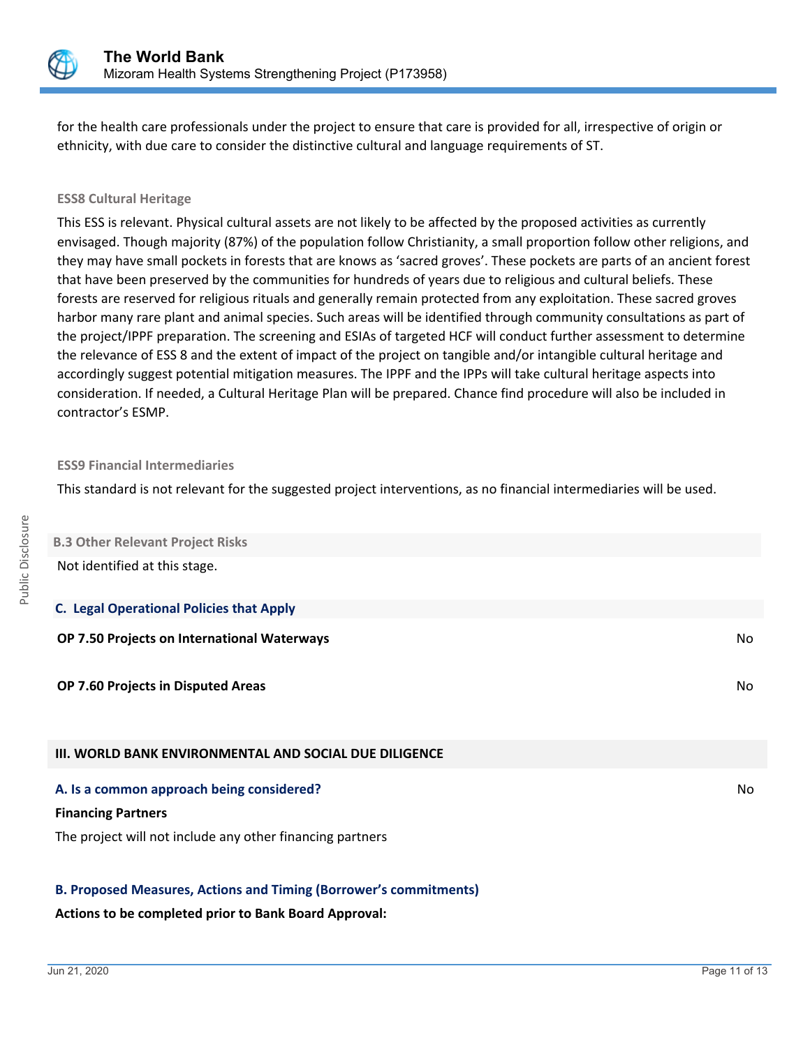for the health care professionals under the project to ensure that care is provided for all, irrespective of origin or ethnicity, with due care to consider the distinctive cultural and language requirements of ST.

### ESS8 Cultural Heritage

This ESS is relevant. Physical cultural assets are not likely to be affected by the proposed activities as currently envisaged. Though majority (87%) of the population follow Christianity, a small proportion follow other religions, and they may have small pockets in forests that are knows as 'sacred groves'. These pockets are parts of an ancient forest that have been preserved by the communities for hundreds of years due to religious and cultural beliefs. These forests are reserved for religious rituals and generally remain protected from any exploitation. These sacred groves harbor many rare plant and animal species. Such areas will be identified through community consultations as part of the project/IPPF preparation. The screening and ESIAs of targeted HCF will conduct further assessment to determine the relevance of ESS 8 and the extent of impact of the project on tangible and/or intangible cultural heritage and accordingly suggest potential mitigation measures. The IPPF and the IPPs will take cultural heritage aspects into consideration. If needed, a Cultural Heritage Plan will be prepared. Chance find procedure will also be included in contractor's ESMP.

### ESS9 Financial Intermediaries

This standard is not relevant for the suggested project interventions, as no financial intermediaries will be used.

### B.3 Other Relevant Project Risks

Not identified at this stage.

## C. Legal Operational Policies that Apply

| | |
|---|---|
| **OP 7.50 Projects on International Waterways** | No |
| **OP 7.60 Projects in Disputed Areas** | No |

## III. WORLD BANK ENVIRONMENTAL AND SOCIAL DUE DILIGENCE

### A. Is a common approach being considered? No

**Financing Partners**

The project will not include any other financing partners

### B. Proposed Measures, Actions and Timing (Borrower's commitments)

**Actions to be completed prior to Bank Board Approval:**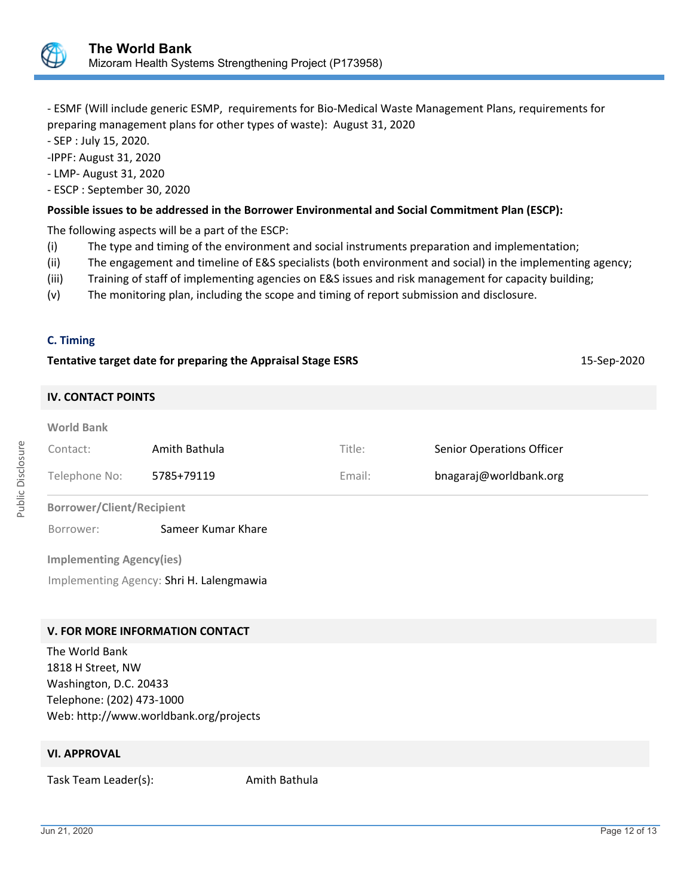- ESMF (Will include generic ESMP,  requirements for Bio-Medical Waste Management Plans, requirements for preparing management plans for other types of waste):  August 31, 2020
- SEP : July 15, 2020.
-IPPF: August 31, 2020
- LMP- August 31, 2020
- ESCP : September 30, 2020

**Possible issues to be addressed in the Borrower Environmental and Social Commitment Plan (ESCP):**

The following aspects will be a part of the ESCP:

(i) The type and timing of the environment and social instruments preparation and implementation;
(ii) The engagement and timeline of E&S specialists (both environment and social) in the implementing agency;
(iii) Training of staff of implementing agencies on E&S issues and risk management for capacity building;
(v) The monitoring plan, including the scope and timing of report submission and disclosure.

### C. Timing

**Tentative target date for preparing the Appraisal Stage ESRS** 15-Sep-2020

## IV. CONTACT POINTS

**World Bank**

| | | | |
|---|---|---|---|
| Contact: | Amith Bathula | Title: | Senior Operations Officer |
| Telephone No: | 5785+79119 | Email: | bnagaraj@worldbank.org |

**Borrower/Client/Recipient**

Borrower: Sameer Kumar Khare

**Implementing Agency(ies)**

Implementing Agency: Shri H. Lalengmawia

## V. FOR MORE INFORMATION CONTACT

The World Bank
1818 H Street, NW
Washington, D.C. 20433
Telephone: (202) 473-1000
Web: http://www.worldbank.org/projects

## VI. APPROVAL

Task Team Leader(s): Amith Bathula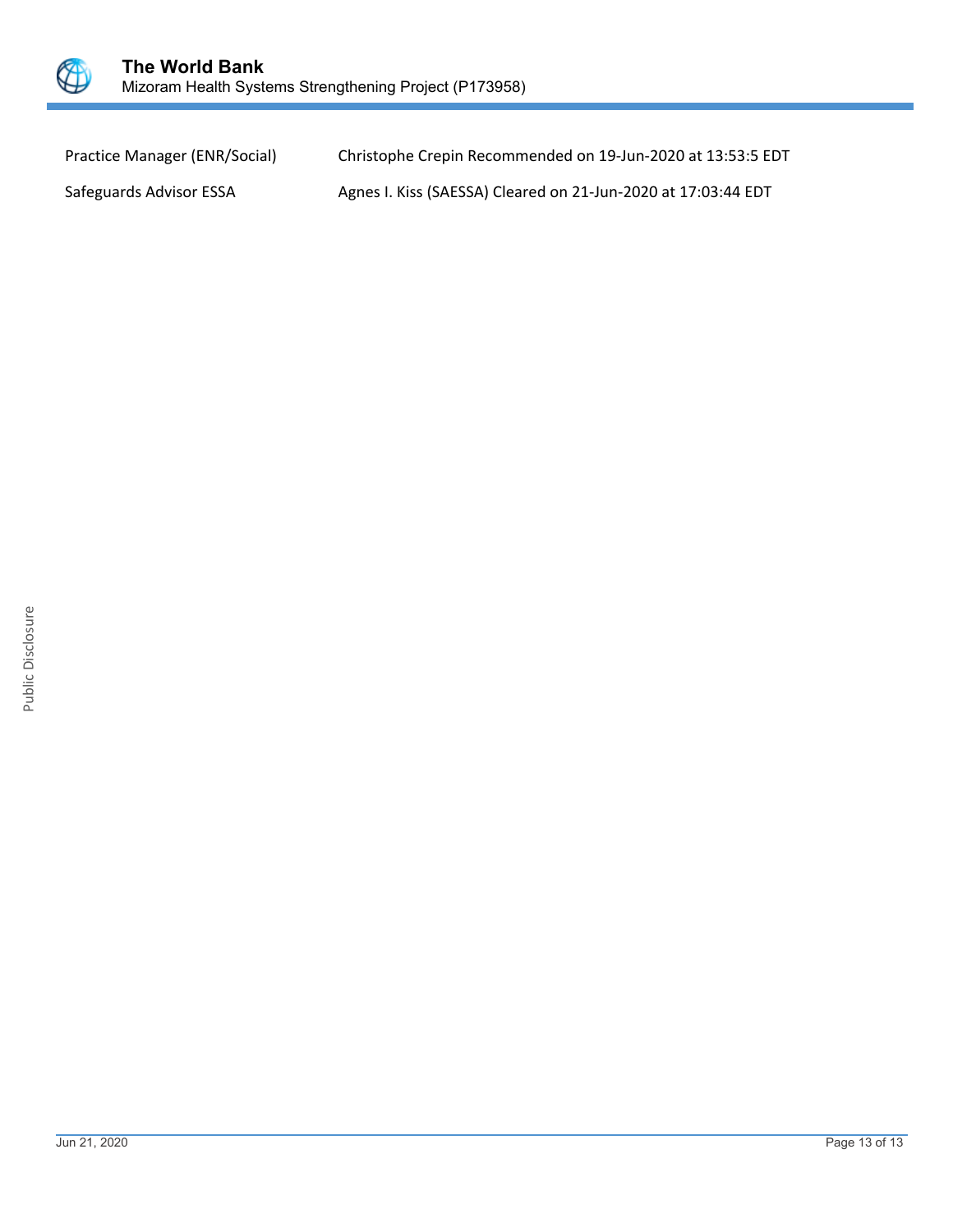| | |
|---|---|
| Practice Manager (ENR/Social) | Christophe Crepin Recommended on 19-Jun-2020 at 13:53:5 EDT |
| Safeguards Advisor ESSA | Agnes I. Kiss (SAESSA) Cleared on 21-Jun-2020 at 17:03:44 EDT |